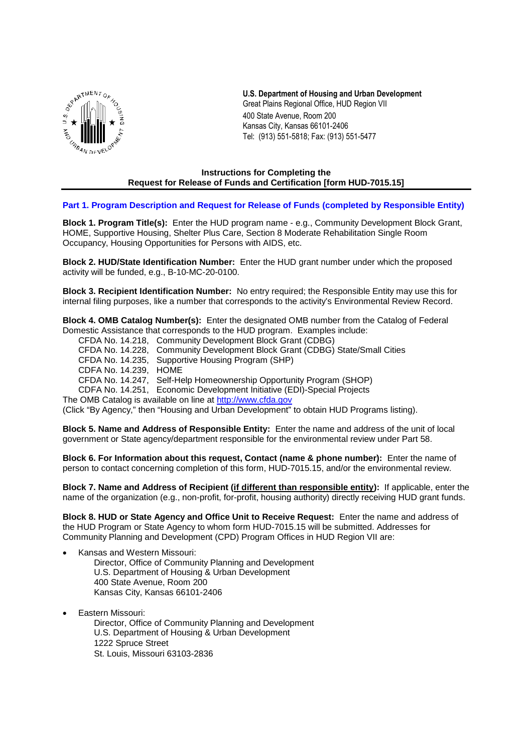**U.S. Department of Housing and Urban Development**
Great Plains Regional Office, HUD Region VII
400 State Avenue, Room 200
Kansas City, Kansas 66101-2406
Tel: (913) 551-5818; Fax: (913) 551-5477

## Instructions for Completing the Request for Release of Funds and Certification [form HUD-7015.15]

### Part 1. Program Description and Request for Release of Funds (completed by Responsible Entity)

**Block 1. Program Title(s):** Enter the HUD program name - e.g., Community Development Block Grant, HOME, Supportive Housing, Shelter Plus Care, Section 8 Moderate Rehabilitation Single Room Occupancy, Housing Opportunities for Persons with AIDS, etc.

**Block 2. HUD/State Identification Number:** Enter the HUD grant number under which the proposed activity will be funded, e.g., B-10-MC-20-0100.

**Block 3. Recipient Identification Number:** No entry required; the Responsible Entity may use this for internal filing purposes, like a number that corresponds to the activity's Environmental Review Record.

**Block 4. OMB Catalog Number(s):** Enter the designated OMB number from the Catalog of Federal Domestic Assistance that corresponds to the HUD program. Examples include:

CFDA No. 14.218, Community Development Block Grant (CDBG)
CFDA No. 14.228, Community Development Block Grant (CDBG) State/Small Cities
CFDA No. 14.235, Supportive Housing Program (SHP)
CDFA No. 14.239, HOME
CFDA No. 14.247, Self-Help Homeownership Opportunity Program (SHOP)
CDFA No. 14.251, Economic Development Initiative (EDI)-Special Projects

The OMB Catalog is available on line at http://www.cfda.gov
(Click "By Agency," then "Housing and Urban Development" to obtain HUD Programs listing).

**Block 5. Name and Address of Responsible Entity:** Enter the name and address of the unit of local government or State agency/department responsible for the environmental review under Part 58.

**Block 6. For Information about this request, Contact (name & phone number):** Enter the name of person to contact concerning completion of this form, HUD-7015.15, and/or the environmental review.

**Block 7. Name and Address of Recipient (if different than responsible entity):** If applicable, enter the name of the organization (e.g., non-profit, for-profit, housing authority) directly receiving HUD grant funds.

**Block 8. HUD or State Agency and Office Unit to Receive Request:** Enter the name and address of the HUD Program or State Agency to whom form HUD-7015.15 will be submitted. Addresses for Community Planning and Development (CPD) Program Offices in HUD Region VII are:

- Kansas and Western Missouri:
  Director, Office of Community Planning and Development
  U.S. Department of Housing & Urban Development
  400 State Avenue, Room 200
  Kansas City, Kansas 66101-2406

- Eastern Missouri:
  Director, Office of Community Planning and Development
  U.S. Department of Housing & Urban Development
  1222 Spruce Street
  St. Louis, Missouri 63103-2836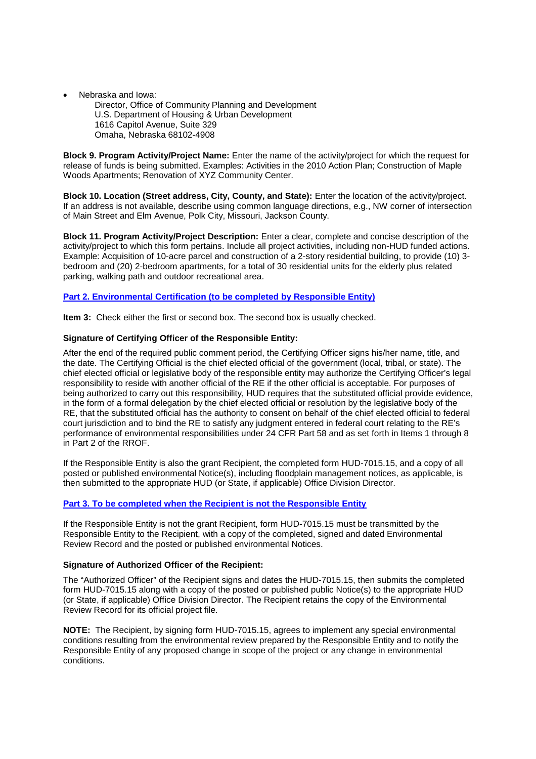- Nebraska and Iowa:
  Director, Office of Community Planning and Development
  U.S. Department of Housing & Urban Development
  1616 Capitol Avenue, Suite 329
  Omaha, Nebraska 68102-4908

**Block 9. Program Activity/Project Name:** Enter the name of the activity/project for which the request for release of funds is being submitted. Examples: Activities in the 2010 Action Plan; Construction of Maple Woods Apartments; Renovation of XYZ Community Center.

**Block 10. Location (Street address, City, County, and State):** Enter the location of the activity/project. If an address is not available, describe using common language directions, e.g., NW corner of intersection of Main Street and Elm Avenue, Polk City, Missouri, Jackson County.

**Block 11. Program Activity/Project Description:** Enter a clear, complete and concise description of the activity/project to which this form pertains. Include all project activities, including non-HUD funded actions. Example: Acquisition of 10-acre parcel and construction of a 2-story residential building, to provide (10) 3-bedroom and (20) 2-bedroom apartments, for a total of 30 residential units for the elderly plus related parking, walking path and outdoor recreational area.

**Part 2. Environmental Certification (to be completed by Responsible Entity)**

**Item 3:** Check either the first or second box. The second box is usually checked.

**Signature of Certifying Officer of the Responsible Entity:**

After the end of the required public comment period, the Certifying Officer signs his/her name, title, and the date. The Certifying Official is the chief elected official of the government (local, tribal, or state). The chief elected official or legislative body of the responsible entity may authorize the Certifying Officer's legal responsibility to reside with another official of the RE if the other official is acceptable. For purposes of being authorized to carry out this responsibility, HUD requires that the substituted official provide evidence, in the form of a formal delegation by the chief elected official or resolution by the legislative body of the RE, that the substituted official has the authority to consent on behalf of the chief elected official to federal court jurisdiction and to bind the RE to satisfy any judgment entered in federal court relating to the RE's performance of environmental responsibilities under 24 CFR Part 58 and as set forth in Items 1 through 8 in Part 2 of the RROF.

If the Responsible Entity is also the grant Recipient, the completed form HUD-7015.15, and a copy of all posted or published environmental Notice(s), including floodplain management notices, as applicable, is then submitted to the appropriate HUD (or State, if applicable) Office Division Director.

**Part 3. To be completed when the Recipient is not the Responsible Entity**

If the Responsible Entity is not the grant Recipient, form HUD-7015.15 must be transmitted by the Responsible Entity to the Recipient, with a copy of the completed, signed and dated Environmental Review Record and the posted or published environmental Notices.

**Signature of Authorized Officer of the Recipient:**

The "Authorized Officer" of the Recipient signs and dates the HUD-7015.15, then submits the completed form HUD-7015.15 along with a copy of the posted or published public Notice(s) to the appropriate HUD (or State, if applicable) Office Division Director. The Recipient retains the copy of the Environmental Review Record for its official project file.

**NOTE:** The Recipient, by signing form HUD-7015.15, agrees to implement any special environmental conditions resulting from the environmental review prepared by the Responsible Entity and to notify the Responsible Entity of any proposed change in scope of the project or any change in environmental conditions.